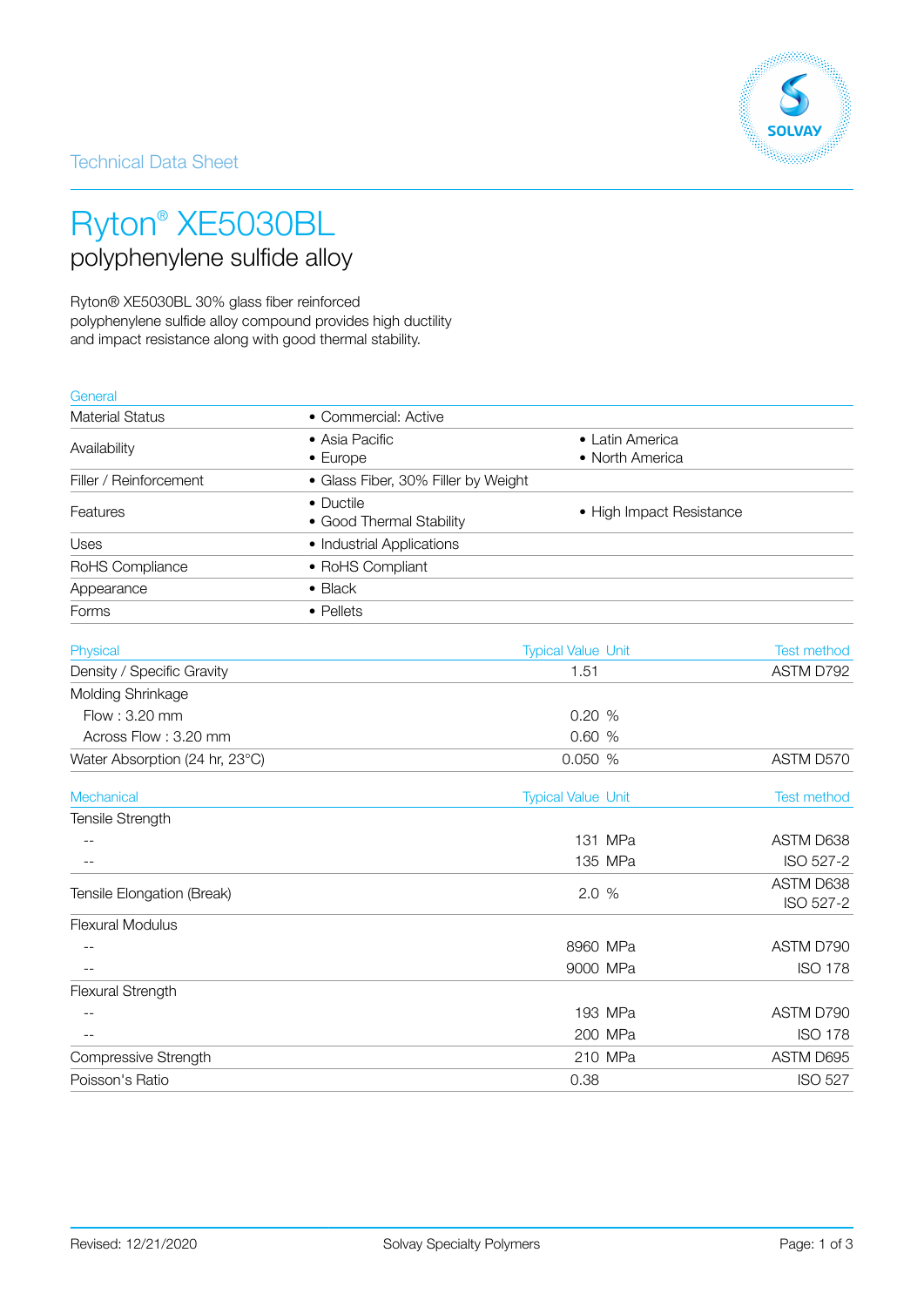Technical Data Sheet

# Ryton® XE5030BL

## polyphenylene sulfide alloy

Ryton® XE5030BL 30% glass fiber reinforced polyphenylene sulfide alloy compound provides high ductility and impact resistance along with good thermal stability.

| General | | |
|---|---|---|
| Material Status | • Commercial: Active | |
| Availability | • Asia Pacific<br>• Europe | • Latin America<br>• North America |
| Filler / Reinforcement | • Glass Fiber, 30% Filler by Weight | |
| Features | • Ductile<br>• Good Thermal Stability | • High Impact Resistance |
| Uses | • Industrial Applications | |
| RoHS Compliance | • RoHS Compliant | |
| Appearance | • Black | |
| Forms | • Pellets | |

| Physical | Typical Value | Unit | Test method |
|---|---|---|---|
| Density / Specific Gravity | 1.51 | | ASTM D792 |
| Molding Shrinkage | | | |
| Flow : 3.20 mm | 0.20 | % | |
| Across Flow : 3.20 mm | 0.60 | % | |
| Water Absorption (24 hr, 23°C) | 0.050 | % | ASTM D570 |

| Mechanical | Typical Value | Unit | Test method |
|---|---|---|---|
| Tensile Strength | | | |
| -- | 131 | MPa | ASTM D638 |
| -- | 135 | MPa | ISO 527-2 |
| Tensile Elongation (Break) | 2.0 | % | ASTM D638<br>ISO 527-2 |
| Flexural Modulus | | | |
| -- | 8960 | MPa | ASTM D790 |
| -- | 9000 | MPa | ISO 178 |
| Flexural Strength | | | |
| -- | 193 | MPa | ASTM D790 |
| -- | 200 | MPa | ISO 178 |
| Compressive Strength | 210 | MPa | ASTM D695 |
| Poisson's Ratio | 0.38 | | ISO 527 |

Revised: 12/21/2020

Solvay Specialty Polymers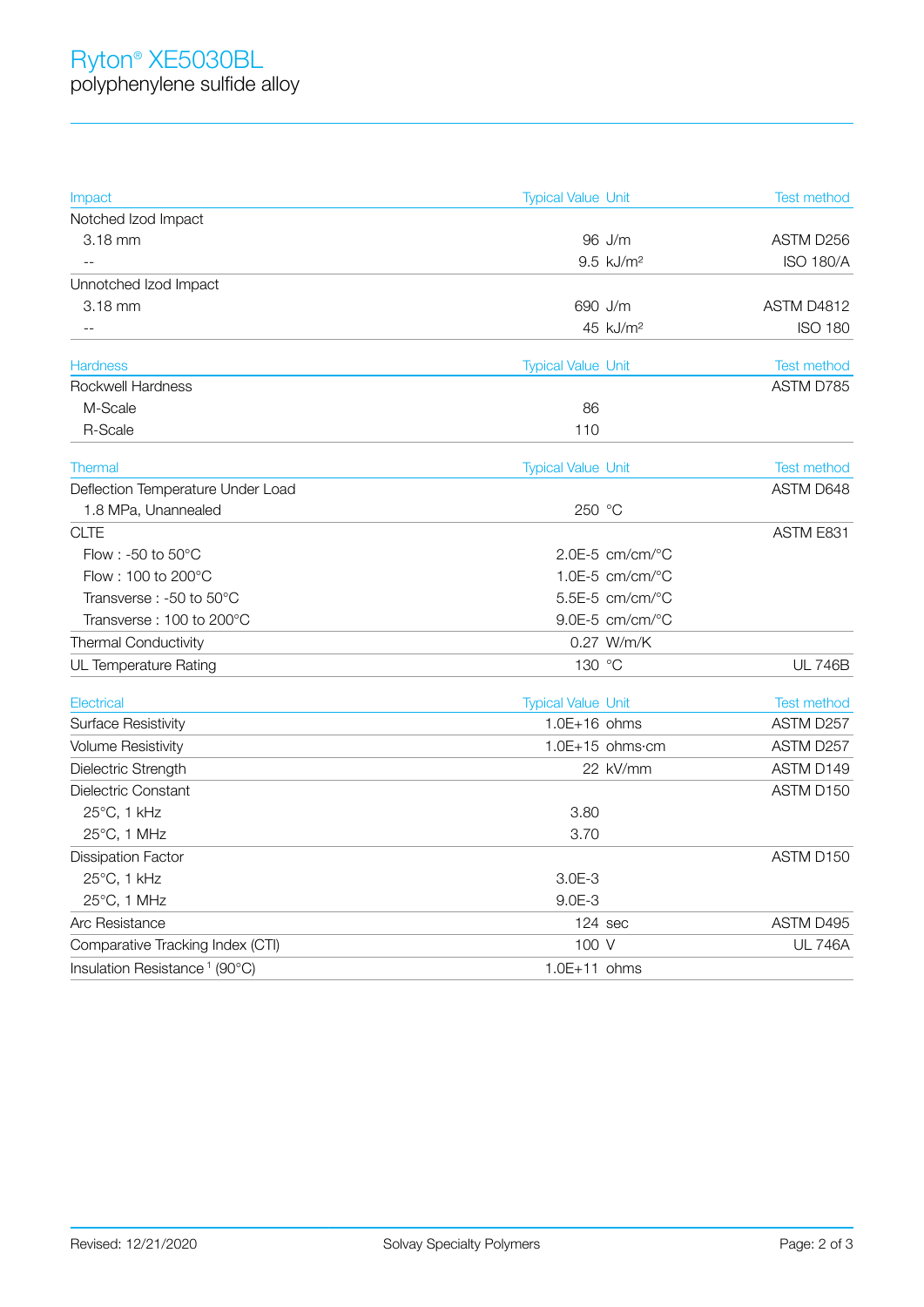# Ryton® XE5030BL
polyphenylene sulfide alloy

| Impact | Typical Value | Unit | Test method |
|---|---|---|---|
| Notched Izod Impact | | | |
| 3.18 mm | 96 | J/m | ASTM D256 |
| -- | 9.5 | kJ/m² | ISO 180/A |
| Unnotched Izod Impact | | | |
| 3.18 mm | 690 | J/m | ASTM D4812 |
| -- | 45 | kJ/m² | ISO 180 |

| Hardness | Typical Value | Unit | Test method |
|---|---|---|---|
| Rockwell Hardness | | | ASTM D785 |
| M-Scale | 86 | | |
| R-Scale | 110 | | |

| Thermal | Typical Value | Unit | Test method |
|---|---|---|---|
| Deflection Temperature Under Load | | | ASTM D648 |
| 1.8 MPa, Unannealed | 250 | °C | |
| CLTE | | | ASTM E831 |
| Flow : -50 to 50°C | 2.0E-5 | cm/cm/°C | |
| Flow : 100 to 200°C | 1.0E-5 | cm/cm/°C | |
| Transverse : -50 to 50°C | 5.5E-5 | cm/cm/°C | |
| Transverse : 100 to 200°C | 9.0E-5 | cm/cm/°C | |
| Thermal Conductivity | 0.27 | W/m/K | |
| UL Temperature Rating | 130 | °C | UL 746B |

| Electrical | Typical Value | Unit | Test method |
|---|---|---|---|
| Surface Resistivity | 1.0E+16 | ohms | ASTM D257 |
| Volume Resistivity | 1.0E+15 | ohms·cm | ASTM D257 |
| Dielectric Strength | 22 | kV/mm | ASTM D149 |
| Dielectric Constant | | | ASTM D150 |
| 25°C, 1 kHz | 3.80 | | |
| 25°C, 1 MHz | 3.70 | | |
| Dissipation Factor | | | ASTM D150 |
| 25°C, 1 kHz | 3.0E-3 | | |
| 25°C, 1 MHz | 9.0E-3 | | |
| Arc Resistance | 124 | sec | ASTM D495 |
| Comparative Tracking Index (CTI) | 100 | V | UL 746A |
| Insulation Resistance [1] (90°C) | 1.0E+11 | ohms | |

Revised: 12/21/2020 Solvay Specialty Polymers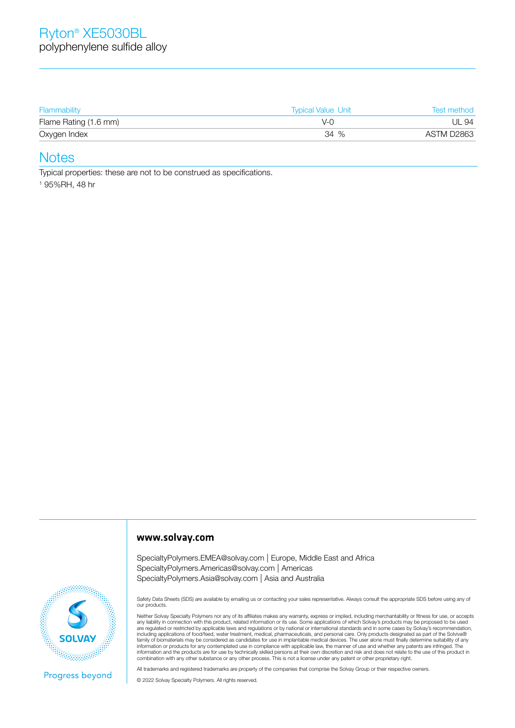| Flammability | Typical Value | Unit | Test method |
|---|---|---|---|
| Flame Rating (1.6 mm) | V-0 | | UL 94 |
| Oxygen Index | 34 | % | ASTM D2863 |

## Notes

Typical properties: these are not to be construed as specifications.

[1] 95%RH, 48 hr

**www.solvay.com**

SpecialtyPolymers.EMEA@solvay.com | Europe, Middle East and Africa
SpecialtyPolymers.Americas@solvay.com | Americas
SpecialtyPolymers.Asia@solvay.com | Asia and Australia

Safety Data Sheets (SDS) are available by emailing us or contacting your sales representative. Always consult the appropriate SDS before using any of our products.

Neither Solvay Specialty Polymers nor any of its affiliates makes any warranty, express or implied, including merchantability or fitness for use, or accepts any liability in connection with this product, related information or its use. Some applications of which Solvay's products may be proposed to be used are regulated or restricted by applicable laws and regulations or by national or international standards and in some cases by Solvay's recommendation, including applications of food/feed, water treatment, medical, pharmaceuticals, and personal care. Only products designated as part of the Solviva® family of biomaterials may be considered as candidates for use in implantable medical devices. The user alone must finally determine suitability of any information or products for any contemplated use in compliance with applicable law, the manner of use and whether any patents are infringed. The information and the products are for use by technically skilled persons at their own discretion and risk and does not relate to the use of this product in combination with any other substance or any other process. This is not a license under any patent or other proprietary right.

All trademarks and registered trademarks are property of the companies that comprise the Solvay Group or their respective owners.

© 2022 Solvay Specialty Polymers. All rights reserved.

SOLVAY

Progress beyond